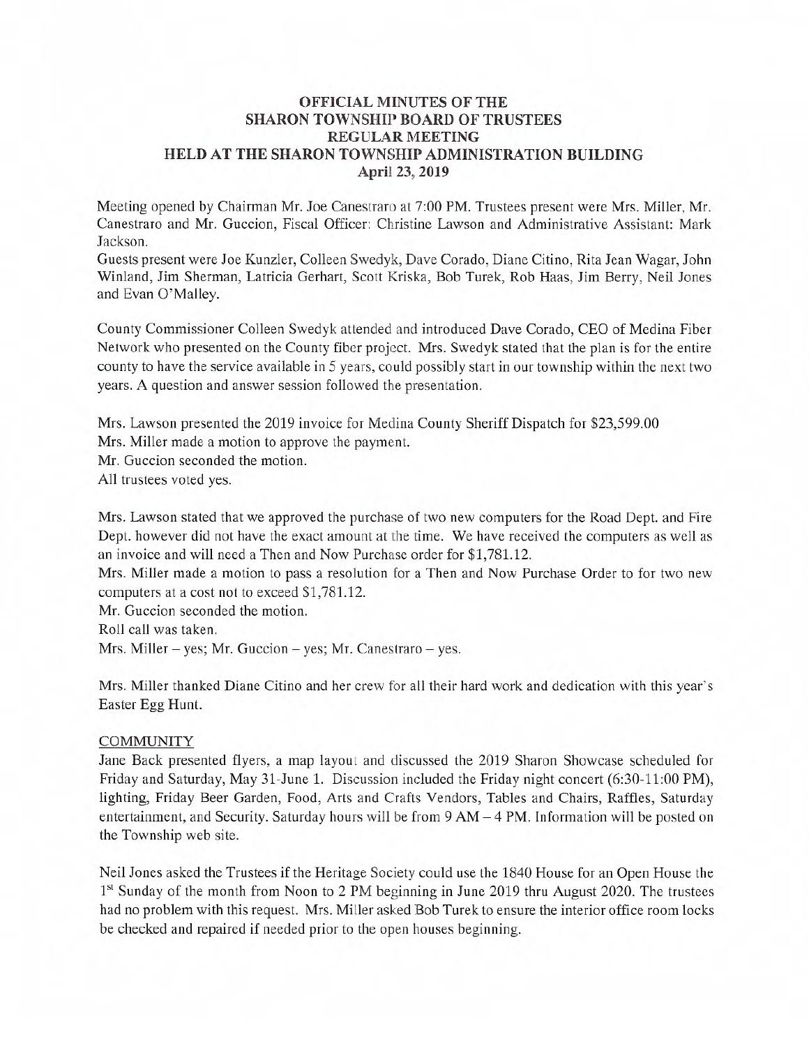# OFFICIAL MINUTES OF THE SHARON TOWNSHIP BOARD OF TRUSTEES REGULAR MEETING HELD AT THE SHARON TOWNSHIP ADMINISTRATION BUILDING

**April 23, 2019**

Meeting opened by Chairman Mr. Joe Canestraro at 7:00 PM. Trustees present were Mrs. Miller, Mr. Canestraro and Mr. Guccion, Fiscal Officer: Christine Lawson and Administrative Assistant: Mark Jackson.

Guests present were Joe Kunzler, Colleen Swedyk, Dave Corado, Diane Citino, Rita Jean Wagar, John Winland, Jim Sherman, Latricia Gerhart, Scott Kriska, Bob Turek, Rob Haas, Jim Berry, Neil Jones and Evan O'Malley.

County Commissioner Colleen Swedyk attended and introduced Dave Corado, CEO of Medina Fiber Network who presented on the County fiber project. Mrs. Swedyk stated that the plan is for the entire county to have the service available in 5 years, could possibly start in our township within the next two years. A question and answer session followed the presentation.

Mrs. Lawson presented the 2019 invoice for Medina County Sheriff Dispatch for $23,599.00
Mrs. Miller made a motion to approve the payment.
Mr. Guccion seconded the motion.
All trustees voted yes.

Mrs. Lawson stated that we approved the purchase of two new computers for the Road Dept. and Fire Dept. however did not have the exact amount at the time. We have received the computers as well as an invoice and will need a Then and Now Purchase order for $1,781.12.
Mrs. Miller made a motion to pass a resolution for a Then and Now Purchase Order to for two new computers at a cost not to exceed $1,781.12.
Mr. Guccion seconded the motion.
Roll call was taken.
Mrs. Miller – yes; Mr. Guccion – yes; Mr. Canestraro – yes.

Mrs. Miller thanked Diane Citino and her crew for all their hard work and dedication with this year's Easter Egg Hunt.

## COMMUNITY

Jane Back presented flyers, a map layout and discussed the 2019 Sharon Showcase scheduled for Friday and Saturday, May 31-June 1. Discussion included the Friday night concert (6:30-11:00 PM), lighting, Friday Beer Garden, Food, Arts and Crafts Vendors, Tables and Chairs, Raffles, Saturday entertainment, and Security. Saturday hours will be from 9 AM – 4 PM. Information will be posted on the Township web site.

Neil Jones asked the Trustees if the Heritage Society could use the 1840 House for an Open House the 1st Sunday of the month from Noon to 2 PM beginning in June 2019 thru August 2020. The trustees had no problem with this request. Mrs. Miller asked Bob Turek to ensure the interior office room locks be checked and repaired if needed prior to the open houses beginning.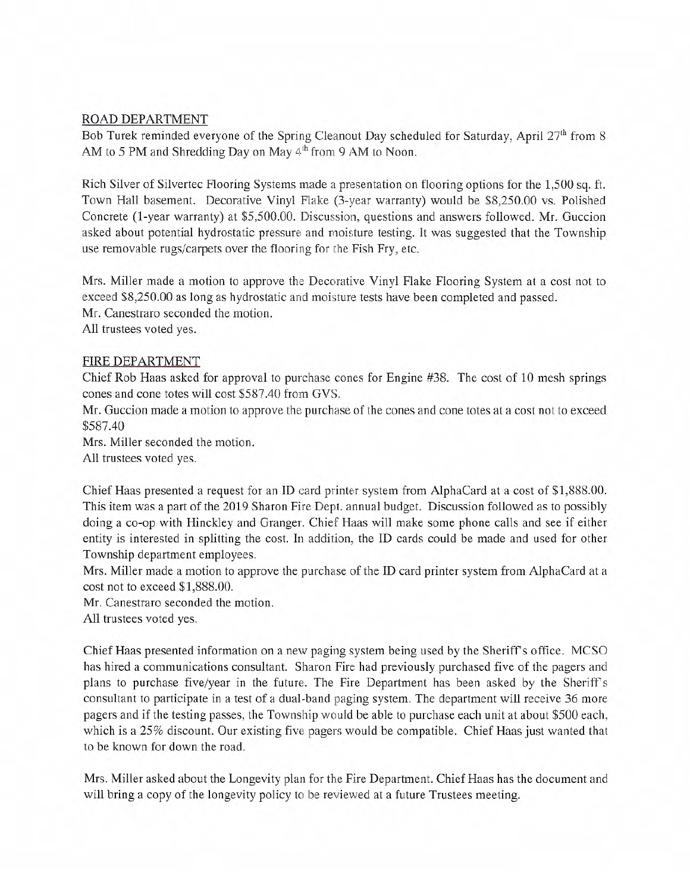ROAD DEPARTMENT

Bob Turek reminded everyone of the Spring Cleanout Day scheduled for Saturday, April 27th from 8 AM to 5 PM and Shredding Day on May 4th from 9 AM to Noon.

Rich Silver of Silvertec Flooring Systems made a presentation on flooring options for the 1,500 sq. ft. Town Hall basement. Decorative Vinyl Flake (3-year warranty) would be $8,250.00 vs. Polished Concrete (1-year warranty) at $5,500.00. Discussion, questions and answers followed. Mr. Guccion asked about potential hydrostatic pressure and moisture testing. It was suggested that the Township use removable rugs/carpets over the flooring for the Fish Fry, etc.

Mrs. Miller made a motion to approve the Decorative Vinyl Flake Flooring System at a cost not to exceed $8,250.00 as long as hydrostatic and moisture tests have been completed and passed.
Mr. Canestraro seconded the motion.
All trustees voted yes.

FIRE DEPARTMENT

Chief Rob Haas asked for approval to purchase cones for Engine #38. The cost of 10 mesh springs cones and cone totes will cost $587.40 from GVS.
Mr. Guccion made a motion to approve the purchase of the cones and cone totes at a cost not to exceed $587.40
Mrs. Miller seconded the motion.
All trustees voted yes.

Chief Haas presented a request for an ID card printer system from AlphaCard at a cost of $1,888.00. This item was a part of the 2019 Sharon Fire Dept. annual budget. Discussion followed as to possibly doing a co-op with Hinckley and Granger. Chief Haas will make some phone calls and see if either entity is interested in splitting the cost. In addition, the ID cards could be made and used for other Township department employees.
Mrs. Miller made a motion to approve the purchase of the ID card printer system from AlphaCard at a cost not to exceed $1,888.00.
Mr. Canestraro seconded the motion.
All trustees voted yes.

Chief Haas presented information on a new paging system being used by the Sheriff's office. MCSO has hired a communications consultant. Sharon Fire had previously purchased five of the pagers and plans to purchase five/year in the future. The Fire Department has been asked by the Sheriff's consultant to participate in a test of a dual-band paging system. The department will receive 36 more pagers and if the testing passes, the Township would be able to purchase each unit at about $500 each, which is a 25% discount. Our existing five pagers would be compatible. Chief Haas just wanted that to be known for down the road.

Mrs. Miller asked about the Longevity plan for the Fire Department. Chief Haas has the document and will bring a copy of the longevity policy to be reviewed at a future Trustees meeting.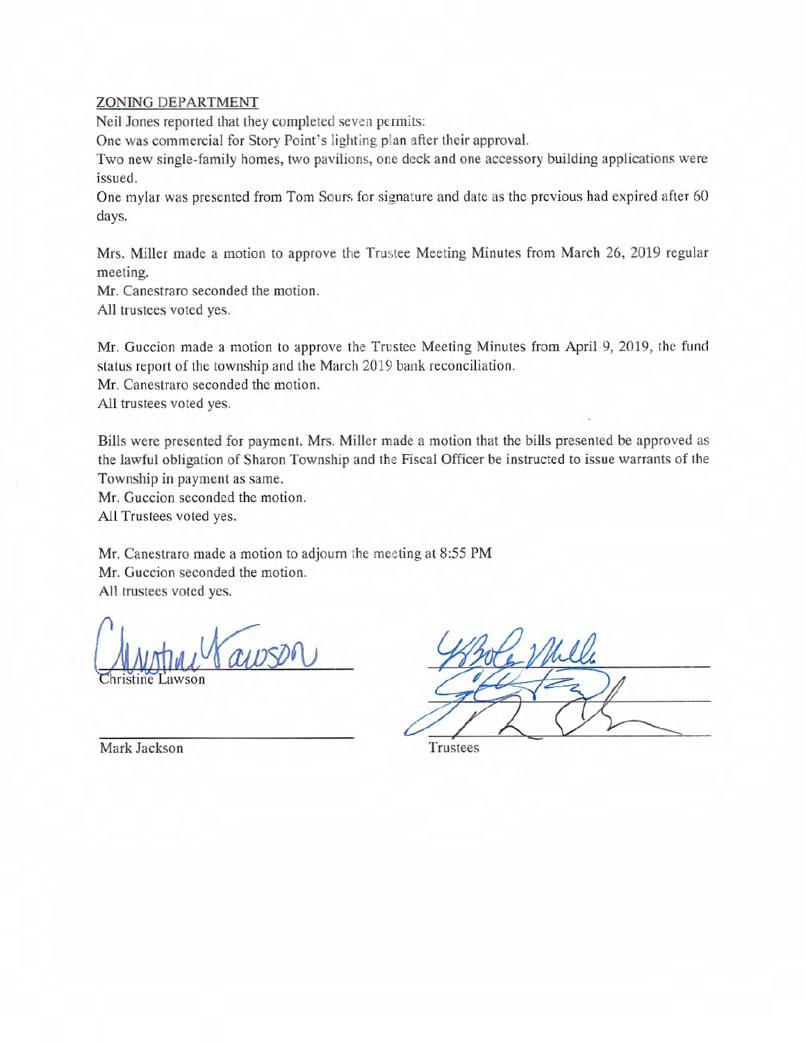ZONING DEPARTMENT

Neil Jones reported that they completed seven permits:

One was commercial for Story Point's lighting plan after their approval.

Two new single-family homes, two pavilions, one deck and one accessory building applications were issued.

One mylar was presented from Tom Sours for signature and date as the previous had expired after 60 days.

Mrs. Miller made a motion to approve the Trustee Meeting Minutes from March 26, 2019 regular meeting.

Mr. Canestraro seconded the motion.

All trustees voted yes.

Mr. Guccion made a motion to approve the Trustee Meeting Minutes from April 9, 2019, the fund status report of the township and the March 2019 bank reconciliation.

Mr. Canestraro seconded the motion.

All trustees voted yes.

Bills were presented for payment. Mrs. Miller made a motion that the bills presented be approved as the lawful obligation of Sharon Township and the Fiscal Officer be instructed to issue warrants of the Township in payment as same.

Mr. Guccion seconded the motion.

All Trustees voted yes.

Mr. Canestraro made a motion to adjourn the meeting at 8:55 PM

Mr. Guccion seconded the motion.

All trustees voted yes.

Christine Lawson

Mark Jackson

Trustees